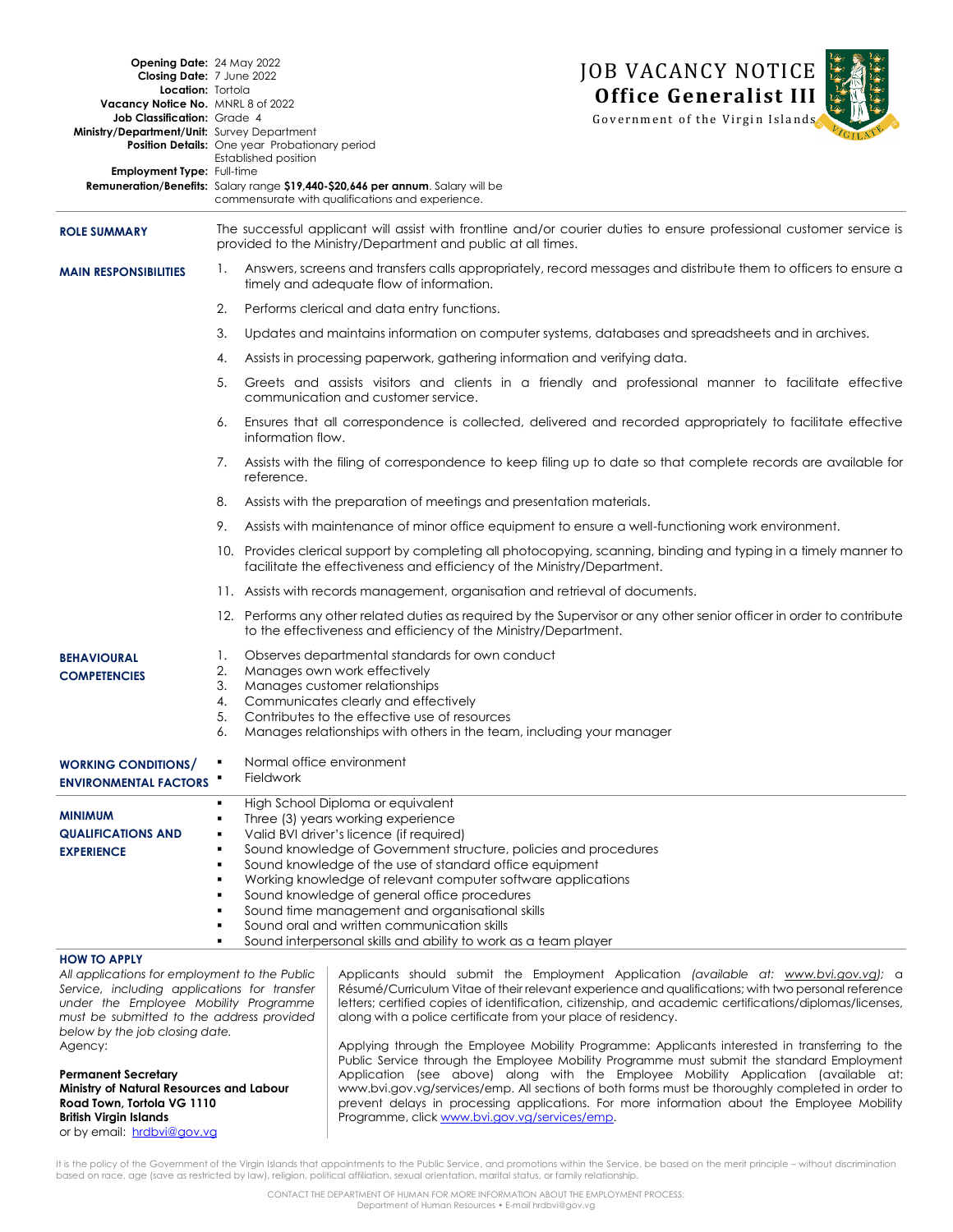# JOB VACANCY NOTICE

## Office Generalist III

Government of the Virgin Islands

**Opening Date:** 24 May 2022
**Closing Date:** 7 June 2022
**Location:** Tortola
**Vacancy Notice No.** MNRL 8 of 2022
**Job Classification:** Grade 4
**Ministry/Department/Unit:** Survey Department
**Position Details:** One year Probationary period
Established position
**Employment Type:** Full-time
**Remuneration/Benefits:** Salary range **$19,440-$20,646 per annum**. Salary will be commensurate with qualifications and experience.

### ROLE SUMMARY

The successful applicant will assist with frontline and/or courier duties to ensure professional customer service is provided to the Ministry/Department and public at all times.

### MAIN RESPONSIBILITIES

1. Answers, screens and transfers calls appropriately, record messages and distribute them to officers to ensure a timely and adequate flow of information.
2. Performs clerical and data entry functions.
3. Updates and maintains information on computer systems, databases and spreadsheets and in archives.
4. Assists in processing paperwork, gathering information and verifying data.
5. Greets and assists visitors and clients in a friendly and professional manner to facilitate effective communication and customer service.
6. Ensures that all correspondence is collected, delivered and recorded appropriately to facilitate effective information flow.
7. Assists with the filing of correspondence to keep filing up to date so that complete records are available for reference.
8. Assists with the preparation of meetings and presentation materials.
9. Assists with maintenance of minor office equipment to ensure a well-functioning work environment.
10. Provides clerical support by completing all photocopying, scanning, binding and typing in a timely manner to facilitate the effectiveness and efficiency of the Ministry/Department.
11. Assists with records management, organisation and retrieval of documents.
12. Performs any other related duties as required by the Supervisor or any other senior officer in order to contribute to the effectiveness and efficiency of the Ministry/Department.

### BEHAVIOURAL COMPETENCIES

1. Observes departmental standards for own conduct
2. Manages own work effectively
3. Manages customer relationships
4. Communicates clearly and effectively
5. Contributes to the effective use of resources
6. Manages relationships with others in the team, including your manager

### WORKING CONDITIONS/ ENVIRONMENTAL FACTORS

- Normal office environment
- Fieldwork

### MINIMUM QUALIFICATIONS AND EXPERIENCE

- High School Diploma or equivalent
- Three (3) years working experience
- Valid BVI driver's licence (if required)
- Sound knowledge of Government structure, policies and procedures
- Sound knowledge of the use of standard office equipment
- Working knowledge of relevant computer software applications
- Sound knowledge of general office procedures
- Sound time management and organisational skills
- Sound oral and written communication skills
- Sound interpersonal skills and ability to work as a team player

### HOW TO APPLY

*All applications for employment to the Public Service, including applications for transfer under the Employee Mobility Programme must be submitted to the address provided below by the job closing date.*

Agency:

**Permanent Secretary**
**Ministry of Natural Resources and Labour**
**Road Town, Tortola VG 1110**
**British Virgin Islands**
or by email: hrdbvi@gov.vg

Applicants should submit the Employment Application *(available at: www.bvi.gov.vg)*; a Résumé/Curriculum Vitae of their relevant experience and qualifications; with two personal reference letters; certified copies of identification, citizenship, and academic certifications/diplomas/licenses, along with a police certificate from your place of residency.

Applying through the Employee Mobility Programme: Applicants interested in transferring to the Public Service through the Employee Mobility Programme must submit the standard Employment Application (see above) along with the Employee Mobility Application (available at: www.bvi.gov.vg/services/emp. All sections of both forms must be thoroughly completed in order to prevent delays in processing applications. For more information about the Employee Mobility Programme, click www.bvi.gov.vg/services/emp.

It is the policy of the Government of the Virgin Islands that appointments to the Public Service, and promotions within the Service, be based on the merit principle – without discrimination based on race, age (save as restricted by law), religion, political affiliation, sexual orientation, marital status, or family relationship.

CONTACT THE DEPARTMENT OF HUMAN FOR MORE INFORMATION ABOUT THE EMPLOYMENT PROCESS:
Department of Human Resources • E-mail hrdbvi@gov.vg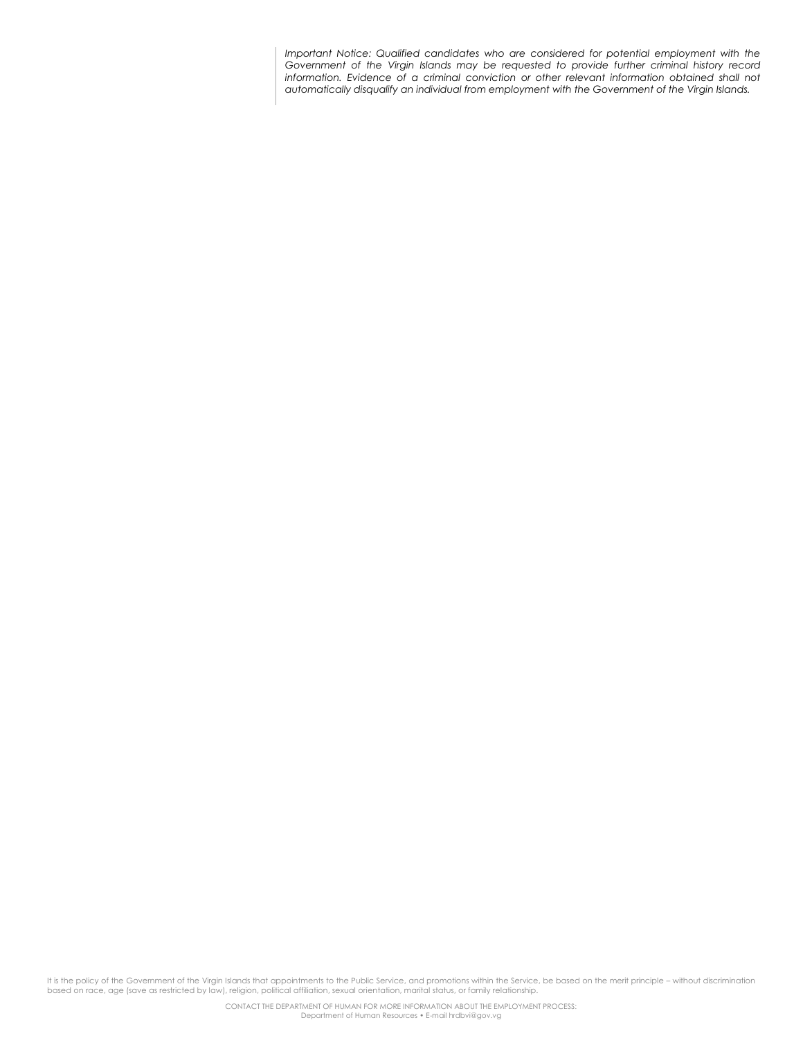*Important Notice: Qualified candidates who are considered for potential employment with the Government of the Virgin Islands may be requested to provide further criminal history record information. Evidence of a criminal conviction or other relevant information obtained shall not automatically disqualify an individual from employment with the Government of the Virgin Islands.*

It is the policy of the Government of the Virgin Islands that appointments to the Public Service, and promotions within the Service, be based on the merit principle – without discrimination based on race, age (save as restricted by law), religion, political affiliation, sexual orientation, marital status, or family relationship.

CONTACT THE DEPARTMENT OF HUMAN FOR MORE INFORMATION ABOUT THE EMPLOYMENT PROCESS:
Department of Human Resources • E-mail hrdbvi@gov.vg